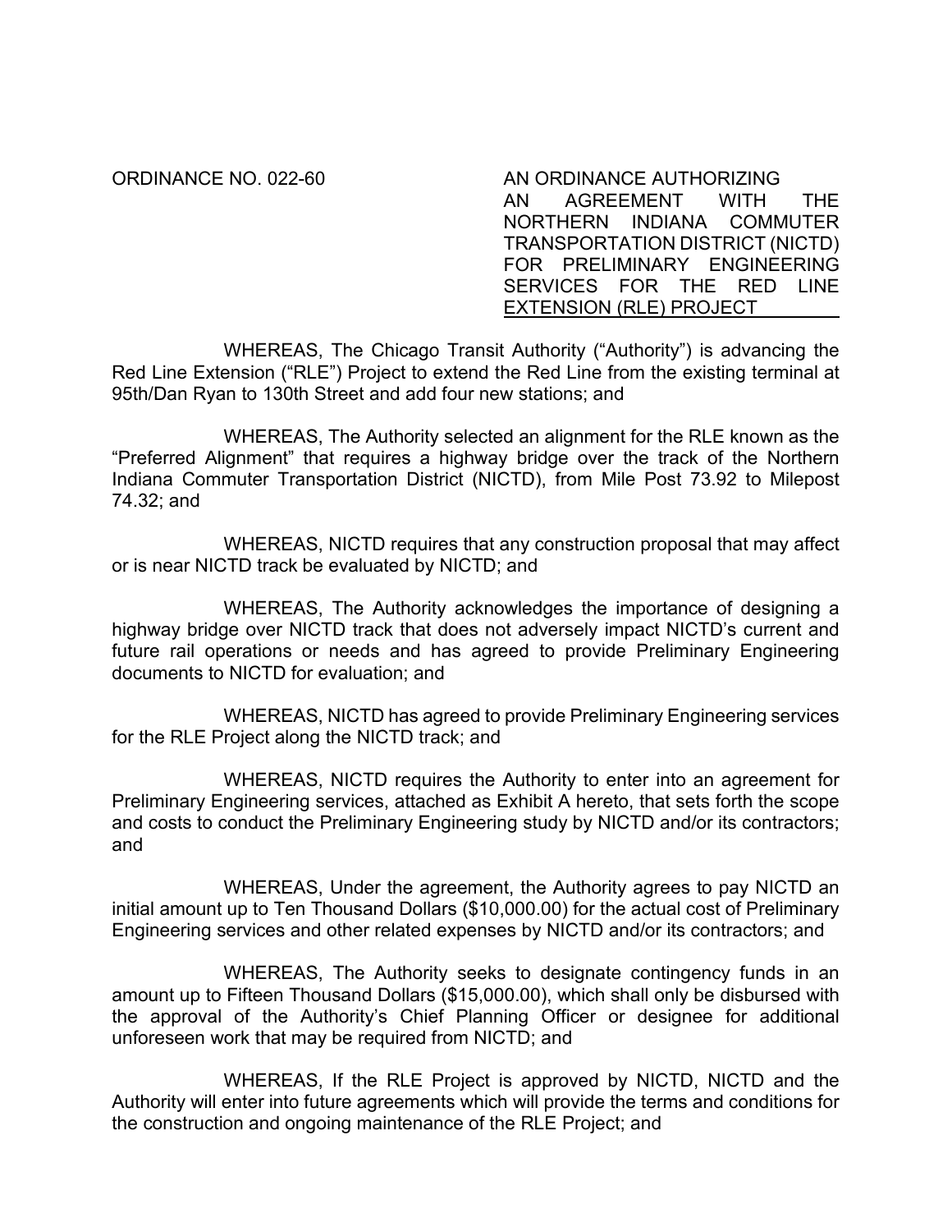ORDINANCE NO. 022-60

AN ORDINANCE AUTHORIZING AN AGREEMENT WITH THE NORTHERN INDIANA COMMUTER TRANSPORTATION DISTRICT (NICTD) FOR PRELIMINARY ENGINEERING SERVICES FOR THE RED LINE EXTENSION (RLE) PROJECT

WHEREAS, The Chicago Transit Authority ("Authority") is advancing the Red Line Extension ("RLE") Project to extend the Red Line from the existing terminal at 95th/Dan Ryan to 130th Street and add four new stations; and

WHEREAS, The Authority selected an alignment for the RLE known as the "Preferred Alignment" that requires a highway bridge over the track of the Northern Indiana Commuter Transportation District (NICTD), from Mile Post 73.92 to Milepost 74.32; and

WHEREAS, NICTD requires that any construction proposal that may affect or is near NICTD track be evaluated by NICTD; and

WHEREAS, The Authority acknowledges the importance of designing a highway bridge over NICTD track that does not adversely impact NICTD's current and future rail operations or needs and has agreed to provide Preliminary Engineering documents to NICTD for evaluation; and

WHEREAS, NICTD has agreed to provide Preliminary Engineering services for the RLE Project along the NICTD track; and

WHEREAS, NICTD requires the Authority to enter into an agreement for Preliminary Engineering services, attached as Exhibit A hereto, that sets forth the scope and costs to conduct the Preliminary Engineering study by NICTD and/or its contractors; and

WHEREAS, Under the agreement, the Authority agrees to pay NICTD an initial amount up to Ten Thousand Dollars ($10,000.00) for the actual cost of Preliminary Engineering services and other related expenses by NICTD and/or its contractors; and

WHEREAS, The Authority seeks to designate contingency funds in an amount up to Fifteen Thousand Dollars ($15,000.00), which shall only be disbursed with the approval of the Authority's Chief Planning Officer or designee for additional unforeseen work that may be required from NICTD; and

WHEREAS, If the RLE Project is approved by NICTD, NICTD and the Authority will enter into future agreements which will provide the terms and conditions for the construction and ongoing maintenance of the RLE Project; and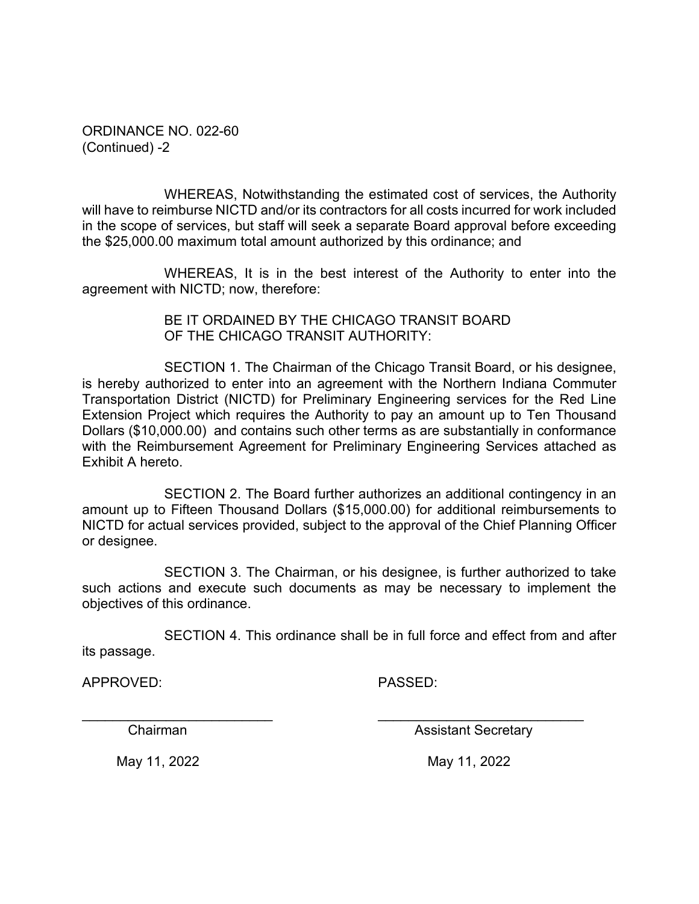ORDINANCE NO. 022-60
(Continued) -2

WHEREAS, Notwithstanding the estimated cost of services, the Authority will have to reimburse NICTD and/or its contractors for all costs incurred for work included in the scope of services, but staff will seek a separate Board approval before exceeding the $25,000.00 maximum total amount authorized by this ordinance; and

WHEREAS, It is in the best interest of the Authority to enter into the agreement with NICTD; now, therefore:

BE IT ORDAINED BY THE CHICAGO TRANSIT BOARD
OF THE CHICAGO TRANSIT AUTHORITY:

SECTION 1. The Chairman of the Chicago Transit Board, or his designee, is hereby authorized to enter into an agreement with the Northern Indiana Commuter Transportation District (NICTD) for Preliminary Engineering services for the Red Line Extension Project which requires the Authority to pay an amount up to Ten Thousand Dollars ($10,000.00) and contains such other terms as are substantially in conformance with the Reimbursement Agreement for Preliminary Engineering Services attached as Exhibit A hereto.

SECTION 2. The Board further authorizes an additional contingency in an amount up to Fifteen Thousand Dollars ($15,000.00) for additional reimbursements to NICTD for actual services provided, subject to the approval of the Chief Planning Officer or designee.

SECTION 3. The Chairman, or his designee, is further authorized to take such actions and execute such documents as may be necessary to implement the objectives of this ordinance.

SECTION 4. This ordinance shall be in full force and effect from and after its passage.

| | |
|---|---|
| APPROVED: | PASSED: |
| ________________________ | ________________________ |
| Chairman | Assistant Secretary |
| May 11, 2022 | May 11, 2022 |